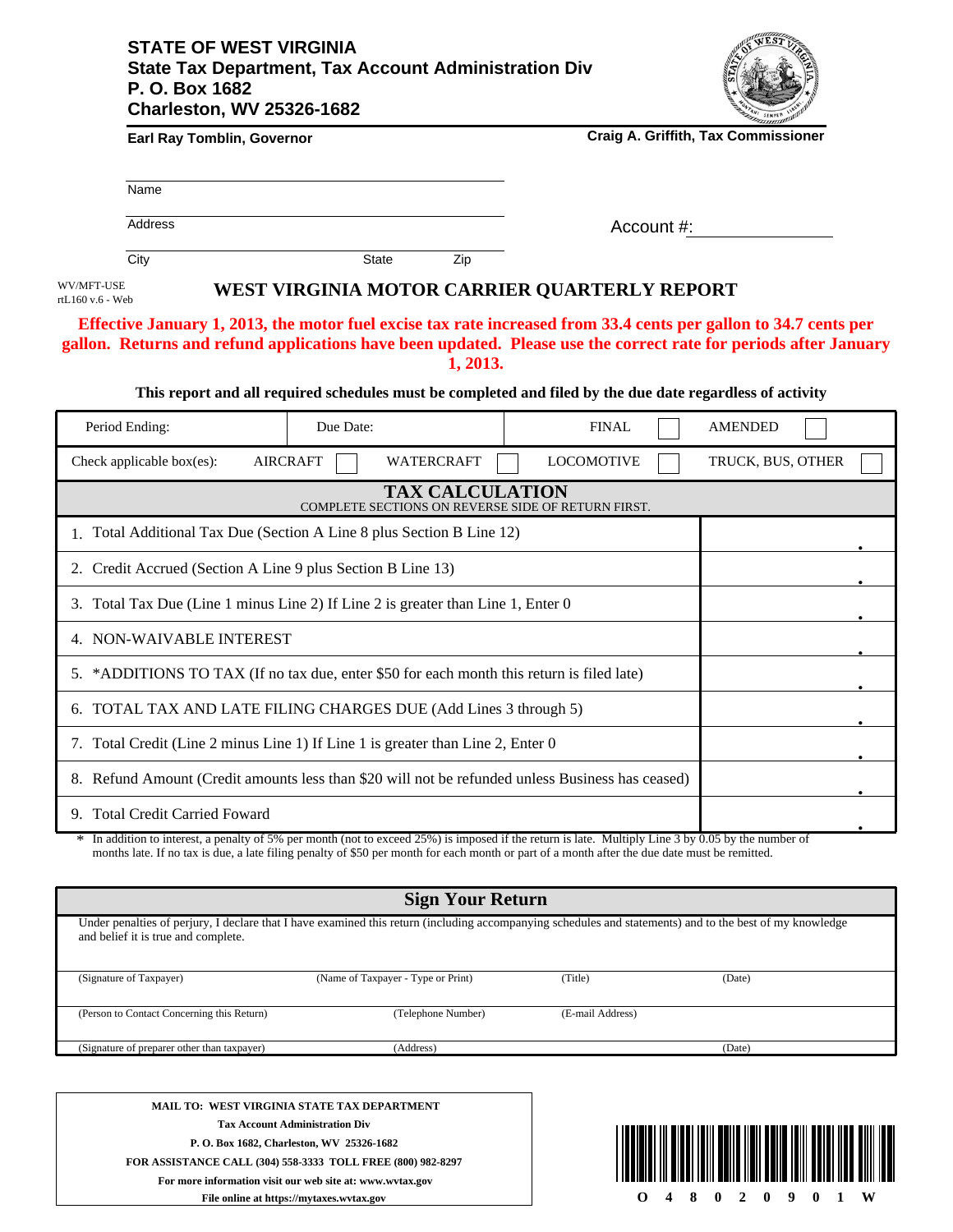**STATE OF WEST VIRGINIA**
**State Tax Department, Tax Account Administration Div**
**P. O. Box 1682**
**Charleston, WV 25326-1682**

**Earl Ray Tomblin, Governor** | **Craig A. Griffith, Tax Commissioner**

Name

Address

City State Zip

Account #:

WV/MFT-USE
rtL160 v.6 - Web

# WEST VIRGINIA MOTOR CARRIER QUARTERLY REPORT

**Effective January 1, 2013, the motor fuel excise tax rate increased from 33.4 cents per gallon to 34.7 cents per gallon. Returns and refund applications have been updated. Please use the correct rate for periods after January 1, 2013.**

**This report and all required schedules must be completed and filed by the due date regardless of activity**

| Period Ending: | Due Date: | FINAL ☐ | AMENDED ☐ |
|---|---|---|---|
| Check applicable box(es): AIRCRAFT ☐ | WATERCRAFT ☐ | LOCOMOTIVE ☐ | TRUCK, BUS, OTHER ☐ |

## TAX CALCULATION

COMPLETE SECTIONS ON REVERSE SIDE OF RETURN FIRST.

| Line | Amount |
|---|---|
| 1. Total Additional Tax Due (Section A Line 8 plus Section B Line 12) | . |
| 2. Credit Accrued (Section A Line 9 plus Section B Line 13) | . |
| 3. Total Tax Due (Line 1 minus Line 2) If Line 2 is greater than Line 1, Enter 0 | . |
| 4. NON-WAIVABLE INTEREST | . |
| 5. *ADDITIONS TO TAX (If no tax due, enter $50 for each month this return is filed late) | . |
| 6. TOTAL TAX AND LATE FILING CHARGES DUE (Add Lines 3 through 5) | . |
| 7. Total Credit (Line 2 minus Line 1) If Line 1 is greater than Line 2, Enter 0 | . |
| 8. Refund Amount (Credit amounts less than $20 will not be refunded unless Business has ceased) | . |
| 9. Total Credit Carried Foward | . |

\* In addition to interest, a penalty of 5% per month (not to exceed 25%) is imposed if the return is late. Multiply Line 3 by 0.05 by the number of months late. If no tax is due, a late filing penalty of $50 per month for each month or part of a month after the due date must be remitted.

## Sign Your Return

Under penalties of perjury, I declare that I have examined this return (including accompanying schedules and statements) and to the best of my knowledge and belief it is true and complete.

| (Signature of Taxpayer) | (Name of Taxpayer - Type or Print) | (Title) | (Date) |
|---|---|---|---|
| (Person to Contact Concerning this Return) | (Telephone Number) | (E-mail Address) | |
| (Signature of preparer other than taxpayer) | (Address) | | (Date) |

**MAIL TO: WEST VIRGINIA STATE TAX DEPARTMENT**
**Tax Account Administration Div**
**P. O. Box 1682, Charleston, WV 25326-1682**
**FOR ASSISTANCE CALL (304) 558-3333 TOLL FREE (800) 982-8297**
**For more information visit our web site at: www.wvtax.gov**
**File online at https://mytaxes.wvtax.gov**

O 4 8 0 2 0 9 0 1 W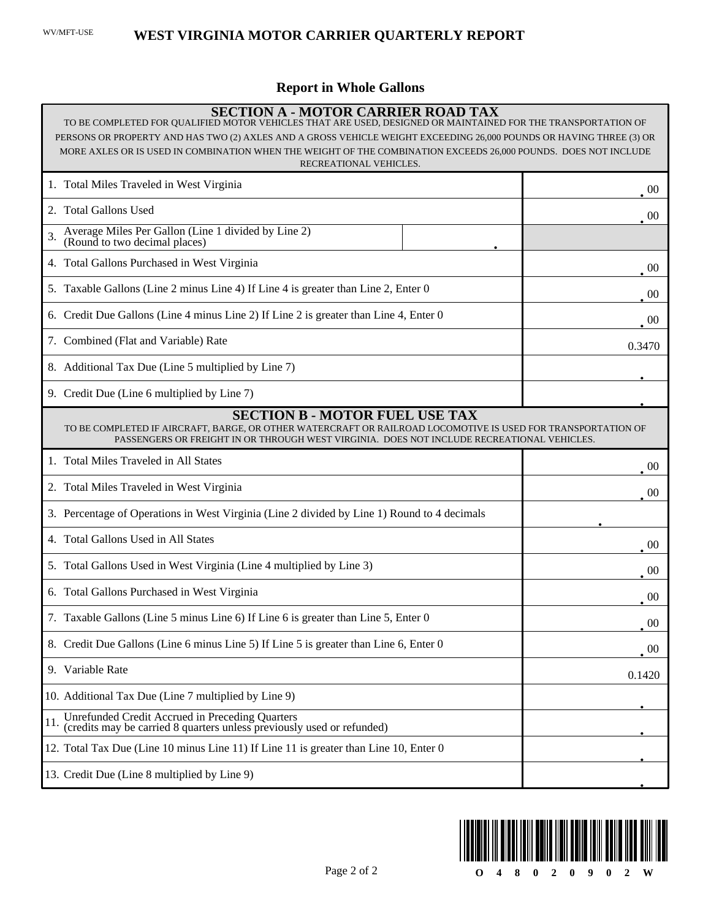WV/MFT-USE

# WEST VIRGINIA MOTOR CARRIER QUARTERLY REPORT

**Report in Whole Gallons**

## SECTION A - MOTOR CARRIER ROAD TAX

TO BE COMPLETED FOR QUALIFIED MOTOR VEHICLES THAT ARE USED, DESIGNED OR MAINTAINED FOR THE TRANSPORTATION OF PERSONS OR PROPERTY AND HAS TWO (2) AXLES AND A GROSS VEHICLE WEIGHT EXCEEDING 26,000 POUNDS OR HAVING THREE (3) OR MORE AXLES OR IS USED IN COMBINATION WHEN THE WEIGHT OF THE COMBINATION EXCEEDS 26,000 POUNDS. DOES NOT INCLUDE RECREATIONAL VEHICLES.

| | | |
|---|---|---|
| 1. Total Miles Traveled in West Virginia | | .00 |
| 2. Total Gallons Used | | .00 |
| 3. Average Miles Per Gallon (Line 1 divided by Line 2) (Round to two decimal places) | . | |
| 4. Total Gallons Purchased in West Virginia | | .00 |
| 5. Taxable Gallons (Line 2 minus Line 4) If Line 4 is greater than Line 2, Enter 0 | | .00 |
| 6. Credit Due Gallons (Line 4 minus Line 2) If Line 2 is greater than Line 4, Enter 0 | | .00 |
| 7. Combined (Flat and Variable) Rate | | 0.3470 |
| 8. Additional Tax Due (Line 5 multiplied by Line 7) | | . |
| 9. Credit Due (Line 6 multiplied by Line 7) | | . |

## SECTION B - MOTOR FUEL USE TAX

TO BE COMPLETED IF AIRCRAFT, BARGE, OR OTHER WATERCRAFT OR RAILROAD LOCOMOTIVE IS USED FOR TRANSPORTATION OF PASSENGERS OR FREIGHT IN OR THROUGH WEST VIRGINIA. DOES NOT INCLUDE RECREATIONAL VEHICLES.

| | |
|---|---|
| 1. Total Miles Traveled in All States | .00 |
| 2. Total Miles Traveled in West Virginia | .00 |
| 3. Percentage of Operations in West Virginia (Line 2 divided by Line 1) Round to 4 decimals | . |
| 4. Total Gallons Used in All States | .00 |
| 5. Total Gallons Used in West Virginia (Line 4 multiplied by Line 3) | .00 |
| 6. Total Gallons Purchased in West Virginia | .00 |
| 7. Taxable Gallons (Line 5 minus Line 6) If Line 6 is greater than Line 5, Enter 0 | .00 |
| 8. Credit Due Gallons (Line 6 minus Line 5) If Line 5 is greater than Line 6, Enter 0 | .00 |
| 9. Variable Rate | 0.1420 |
| 10. Additional Tax Due (Line 7 multiplied by Line 9) | . |
| 11. Unrefunded Credit Accrued in Preceding Quarters (credits may be carried 8 quarters unless previously used or refunded) | . |
| 12. Total Tax Due (Line 10 minus Line 11) If Line 11 is greater than Line 10, Enter 0 | . |
| 13. Credit Due (Line 8 multiplied by Line 9) | . |

O 4 8 0 2 0 9 0 2 W